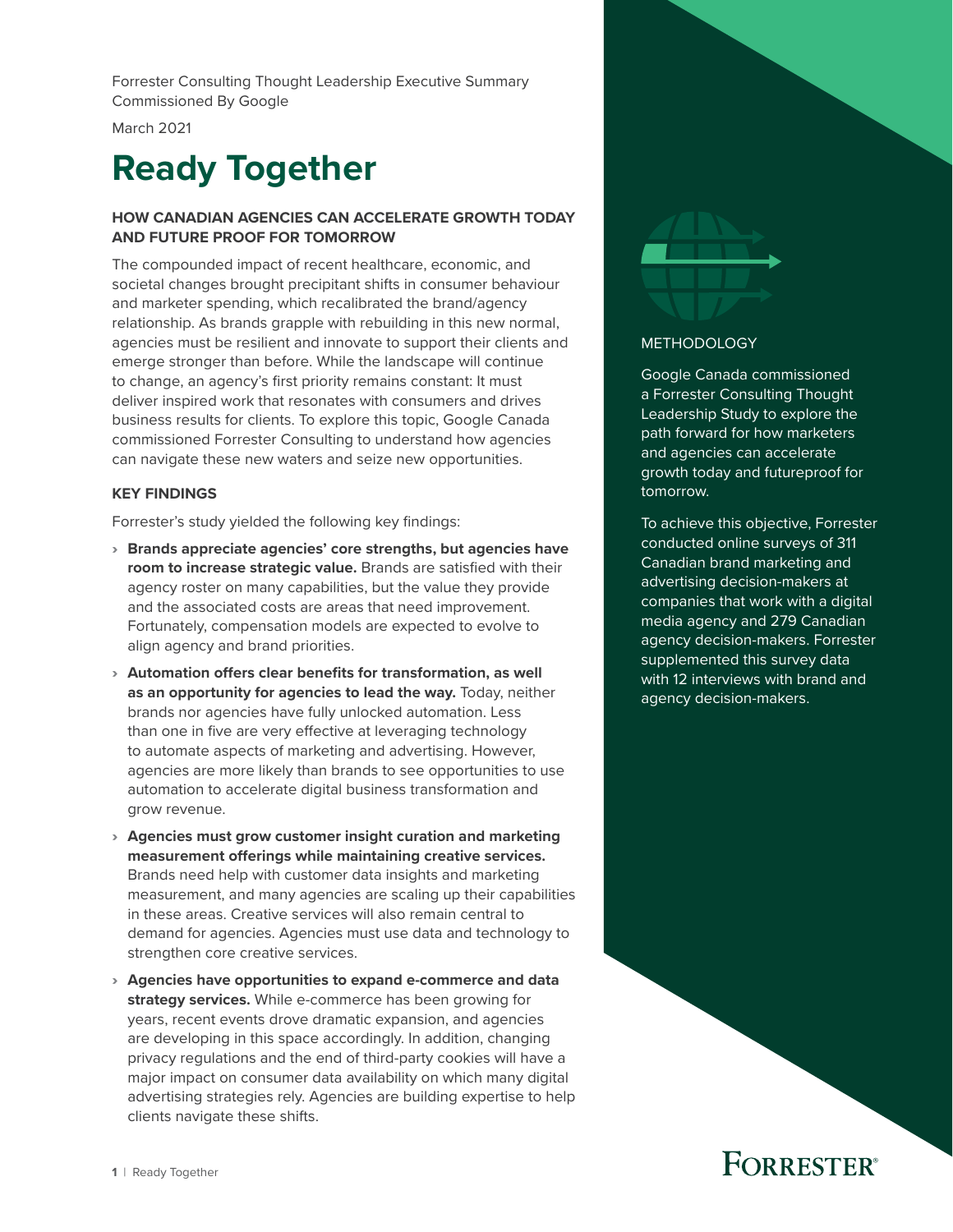Forrester Consulting Thought Leadership Executive Summary
Commissioned By Google

March 2021

# Ready Together

### HOW CANADIAN AGENCIES CAN ACCELERATE GROWTH TODAY AND FUTURE PROOF FOR TOMORROW

The compounded impact of recent healthcare, economic, and societal changes brought precipitant shifts in consumer behaviour and marketer spending, which recalibrated the brand/agency relationship. As brands grapple with rebuilding in this new normal, agencies must be resilient and innovate to support their clients and emerge stronger than before. While the landscape will continue to change, an agency's first priority remains constant: It must deliver inspired work that resonates with consumers and drives business results for clients. To explore this topic, Google Canada commissioned Forrester Consulting to understand how agencies can navigate these new waters and seize new opportunities.

### KEY FINDINGS

Forrester's study yielded the following key findings:

- **Brands appreciate agencies' core strengths, but agencies have room to increase strategic value.** Brands are satisfied with their agency roster on many capabilities, but the value they provide and the associated costs are areas that need improvement. Fortunately, compensation models are expected to evolve to align agency and brand priorities.
- **Automation offers clear benefits for transformation, as well as an opportunity for agencies to lead the way.** Today, neither brands nor agencies have fully unlocked automation. Less than one in five are very effective at leveraging technology to automate aspects of marketing and advertising. However, agencies are more likely than brands to see opportunities to use automation to accelerate digital business transformation and grow revenue.
- **Agencies must grow customer insight curation and marketing measurement offerings while maintaining creative services.** Brands need help with customer data insights and marketing measurement, and many agencies are scaling up their capabilities in these areas. Creative services will also remain central to demand for agencies. Agencies must use data and technology to strengthen core creative services.
- **Agencies have opportunities to expand e-commerce and data strategy services.** While e-commerce has been growing for years, recent events drove dramatic expansion, and agencies are developing in this space accordingly. In addition, changing privacy regulations and the end of third-party cookies will have a major impact on consumer data availability on which many digital advertising strategies rely. Agencies are building expertise to help clients navigate these shifts.

### METHODOLOGY

Google Canada commissioned a Forrester Consulting Thought Leadership Study to explore the path forward for how marketers and agencies can accelerate growth today and futureproof for tomorrow.

To achieve this objective, Forrester conducted online surveys of 311 Canadian brand marketing and advertising decision-makers at companies that work with a digital media agency and 279 Canadian agency decision-makers. Forrester supplemented this survey data with 12 interviews with brand and agency decision-makers.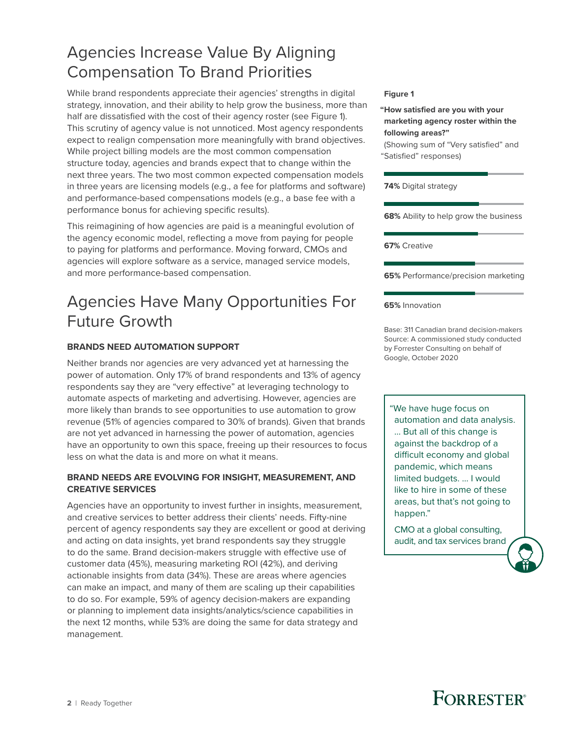## Agencies Increase Value By Aligning Compensation To Brand Priorities

While brand respondents appreciate their agencies' strengths in digital strategy, innovation, and their ability to help grow the business, more than half are dissatisfied with the cost of their agency roster (see Figure 1). This scrutiny of agency value is not unnoticed. Most agency respondents expect to realign compensation more meaningfully with brand objectives. While project billing models are the most common compensation structure today, agencies and brands expect that to change within the next three years. The two most common expected compensation models in three years are licensing models (e.g., a fee for platforms and software) and performance-based compensations models (e.g., a base fee with a performance bonus for achieving specific results).

This reimagining of how agencies are paid is a meaningful evolution of the agency economic model, reflecting a move from paying for people to paying for platforms and performance. Moving forward, CMOs and agencies will explore software as a service, managed service models, and more performance-based compensation.

## Agencies Have Many Opportunities For Future Growth

### BRANDS NEED AUTOMATION SUPPORT

Neither brands nor agencies are very advanced yet at harnessing the power of automation. Only 17% of brand respondents and 13% of agency respondents say they are "very effective" at leveraging technology to automate aspects of marketing and advertising. However, agencies are more likely than brands to see opportunities to use automation to grow revenue (51% of agencies compared to 30% of brands). Given that brands are not yet advanced in harnessing the power of automation, agencies have an opportunity to own this space, freeing up their resources to focus less on what the data is and more on what it means.

### BRAND NEEDS ARE EVOLVING FOR INSIGHT, MEASUREMENT, AND CREATIVE SERVICES

Agencies have an opportunity to invest further in insights, measurement, and creative services to better address their clients' needs. Fifty-nine percent of agency respondents say they are excellent or good at deriving and acting on data insights, yet brand respondents say they struggle to do the same. Brand decision-makers struggle with effective use of customer data (45%), measuring marketing ROI (42%), and deriving actionable insights from data (34%). These are areas where agencies can make an impact, and many of them are scaling up their capabilities to do so. For example, 59% of agency decision-makers are expanding or planning to implement data insights/analytics/science capabilities in the next 12 months, while 53% are doing the same for data strategy and management.

**Figure 1**

**"How satisfied are you with your marketing agency roster within the following areas?"**
(Showing sum of "Very satisfied" and "Satisfied" responses)

**74%** Digital strategy

**68%** Ability to help grow the business

**67%** Creative

**65%** Performance/precision marketing

**65%** Innovation

Base: 311 Canadian brand decision-makers
Source: A commissioned study conducted by Forrester Consulting on behalf of Google, October 2020

"We have huge focus on automation and data analysis. … But all of this change is against the backdrop of a difficult economy and global pandemic, which means limited budgets. … I would like to hire in some of these areas, but that's not going to happen."

CMO at a global consulting, audit, and tax services brand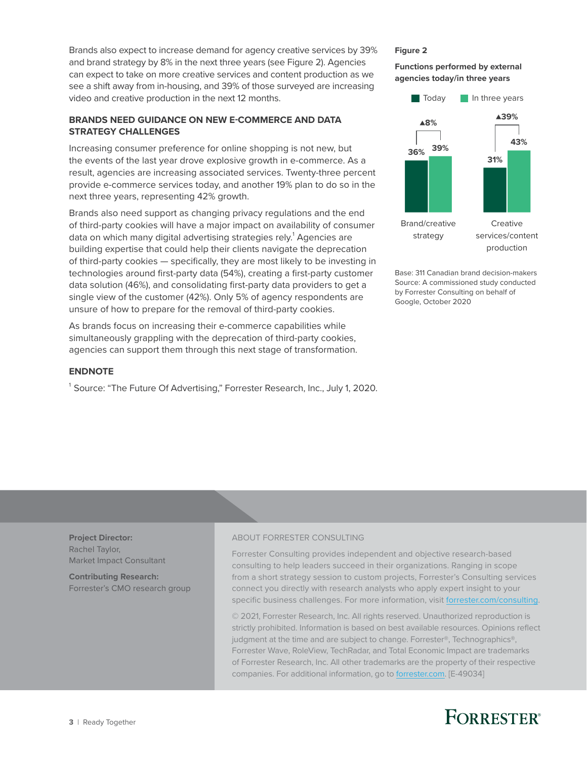Brands also expect to increase demand for agency creative services by 39% and brand strategy by 8% in the next three years (see Figure 2). Agencies can expect to take on more creative services and content production as we see a shift away from in-housing, and 39% of those surveyed are increasing video and creative production in the next 12 months.

### BRANDS NEED GUIDANCE ON NEW E-COMMERCE AND DATA STRATEGY CHALLENGES

Increasing consumer preference for online shopping is not new, but the events of the last year drove explosive growth in e-commerce. As a result, agencies are increasing associated services. Twenty-three percent provide e-commerce services today, and another 19% plan to do so in the next three years, representing 42% growth.

Brands also need support as changing privacy regulations and the end of third-party cookies will have a major impact on availability of consumer data on which many digital advertising strategies rely.[1] Agencies are building expertise that could help their clients navigate the deprecation of third-party cookies — specifically, they are most likely to be investing in technologies around first-party data (54%), creating a first-party customer data solution (46%), and consolidating first-party data providers to get a single view of the customer (42%). Only 5% of agency respondents are unsure of how to prepare for the removal of third-party cookies.

As brands focus on increasing their e-commerce capabilities while simultaneously grappling with the deprecation of third-party cookies, agencies can support them through this next stage of transformation.

**Figure 2**

**Functions performed by external agencies today/in three years**

Today

In three years

▲8%

36%

39%

Brand/creative strategy

▲39%

31%

43%

Creative services/content production

Base: 311 Canadian brand decision-makers
Source: A commissioned study conducted by Forrester Consulting on behalf of Google, October 2020

### ENDNOTE

[1] Source: "The Future Of Advertising," Forrester Research, Inc., July 1, 2020.

**Project Director:**
Rachel Taylor,
Market Impact Consultant

**Contributing Research:**
Forrester's CMO research group

ABOUT FORRESTER CONSULTING

Forrester Consulting provides independent and objective research-based consulting to help leaders succeed in their organizations. Ranging in scope from a short strategy session to custom projects, Forrester's Consulting services connect you directly with research analysts who apply expert insight to your specific business challenges. For more information, visit forrester.com/consulting.

© 2021, Forrester Research, Inc. All rights reserved. Unauthorized reproduction is strictly prohibited. Information is based on best available resources. Opinions reflect judgment at the time and are subject to change. Forrester®, Technographics®, Forrester Wave, RoleView, TechRadar, and Total Economic Impact are trademarks of Forrester Research, Inc. All other trademarks are the property of their respective companies. For additional information, go to forrester.com. [E-49034]